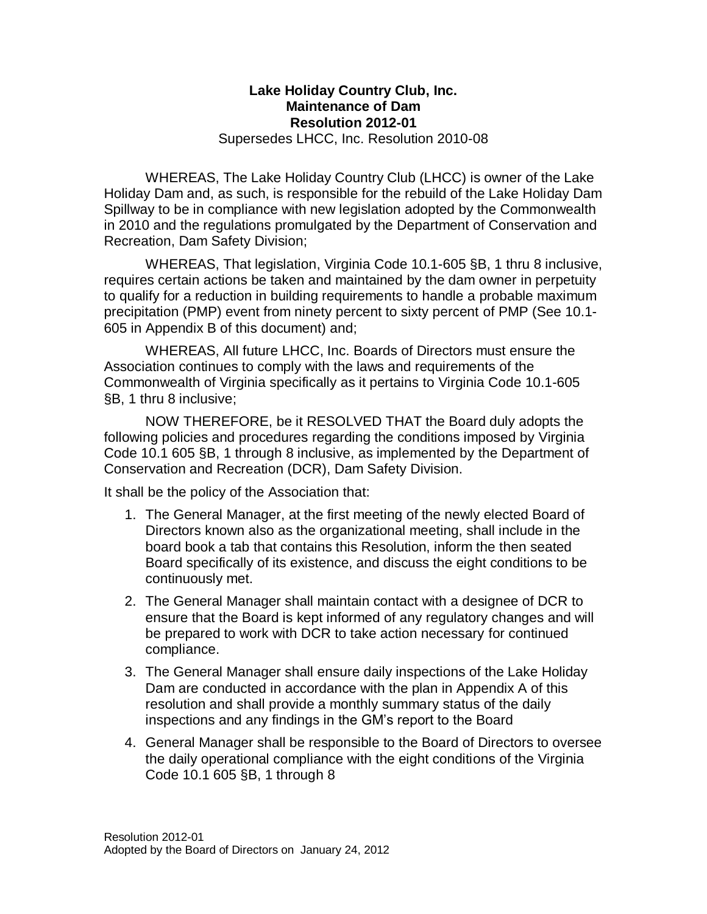**Lake Holiday Country Club, Inc.**
**Maintenance of Dam**
**Resolution 2012-01**
Supersedes LHCC, Inc. Resolution 2010-08

WHEREAS, The Lake Holiday Country Club (LHCC) is owner of the Lake Holiday Dam and, as such, is responsible for the rebuild of the Lake Holiday Dam Spillway to be in compliance with new legislation adopted by the Commonwealth in 2010 and the regulations promulgated by the Department of Conservation and Recreation, Dam Safety Division;

WHEREAS, That legislation, Virginia Code 10.1-605 §B, 1 thru 8 inclusive, requires certain actions be taken and maintained by the dam owner in perpetuity to qualify for a reduction in building requirements to handle a probable maximum precipitation (PMP) event from ninety percent to sixty percent of PMP (See 10.1-605 in Appendix B of this document) and;

WHEREAS, All future LHCC, Inc. Boards of Directors must ensure the Association continues to comply with the laws and requirements of the Commonwealth of Virginia specifically as it pertains to Virginia Code 10.1-605 §B, 1 thru 8 inclusive;

NOW THEREFORE, be it RESOLVED THAT the Board duly adopts the following policies and procedures regarding the conditions imposed by Virginia Code 10.1 605 §B, 1 through 8 inclusive, as implemented by the Department of Conservation and Recreation (DCR), Dam Safety Division.

It shall be the policy of the Association that:

1. The General Manager, at the first meeting of the newly elected Board of Directors known also as the organizational meeting, shall include in the board book a tab that contains this Resolution, inform the then seated Board specifically of its existence, and discuss the eight conditions to be continuously met.
2. The General Manager shall maintain contact with a designee of DCR to ensure that the Board is kept informed of any regulatory changes and will be prepared to work with DCR to take action necessary for continued compliance.
3. The General Manager shall ensure daily inspections of the Lake Holiday Dam are conducted in accordance with the plan in Appendix A of this resolution and shall provide a monthly summary status of the daily inspections and any findings in the GM's report to the Board
4. General Manager shall be responsible to the Board of Directors to oversee the daily operational compliance with the eight conditions of the Virginia Code 10.1 605 §B, 1 through 8

Resolution 2012-01
Adopted by the Board of Directors on January 24, 2012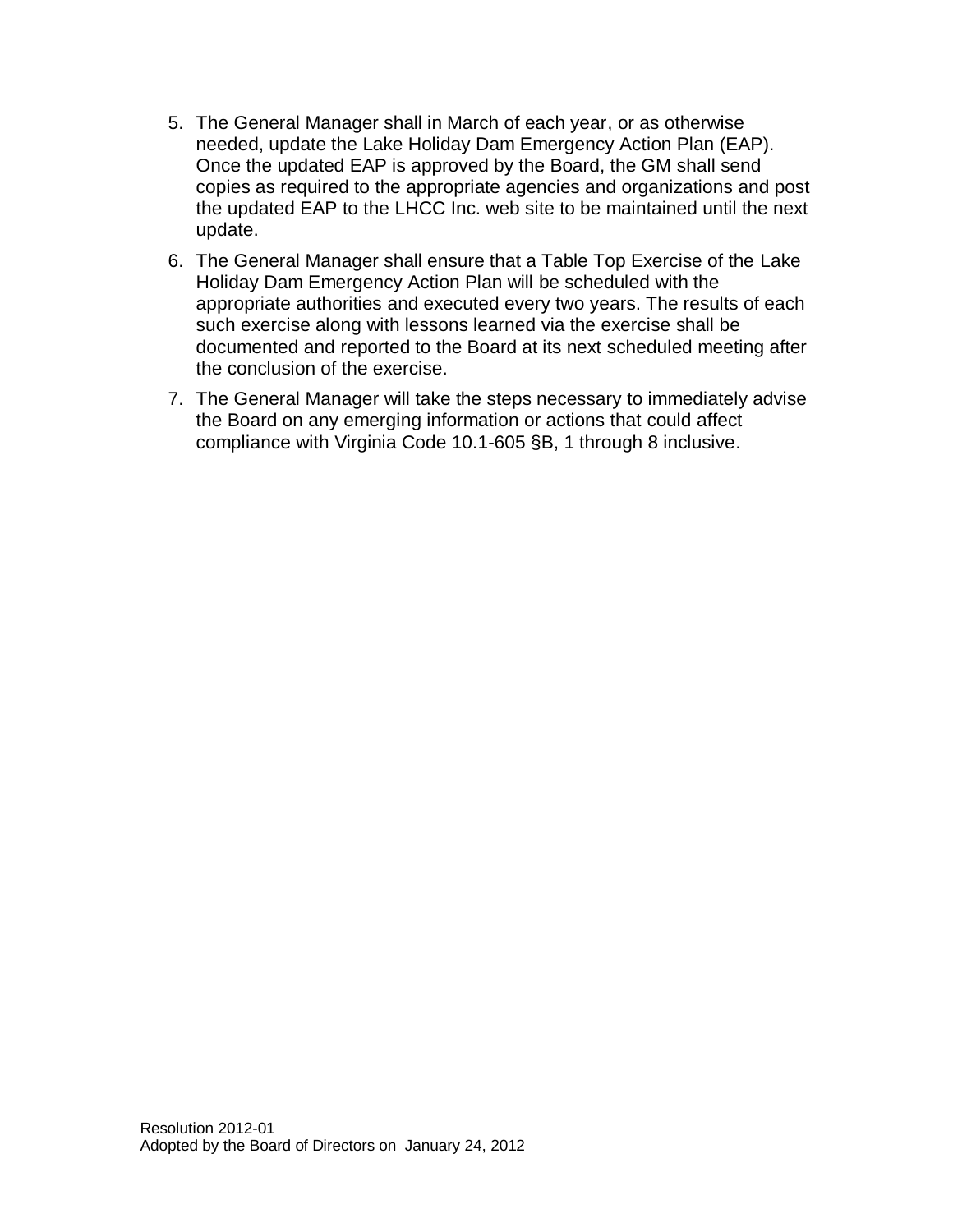5. The General Manager shall in March of each year, or as otherwise needed, update the Lake Holiday Dam Emergency Action Plan (EAP). Once the updated EAP is approved by the Board, the GM shall send copies as required to the appropriate agencies and organizations and post the updated EAP to the LHCC Inc. web site to be maintained until the next update.
6. The General Manager shall ensure that a Table Top Exercise of the Lake Holiday Dam Emergency Action Plan will be scheduled with the appropriate authorities and executed every two years. The results of each such exercise along with lessons learned via the exercise shall be documented and reported to the Board at its next scheduled meeting after the conclusion of the exercise.
7. The General Manager will take the steps necessary to immediately advise the Board on any emerging information or actions that could affect compliance with Virginia Code 10.1-605 §B, 1 through 8 inclusive.

Resolution 2012-01
Adopted by the Board of Directors on January 24, 2012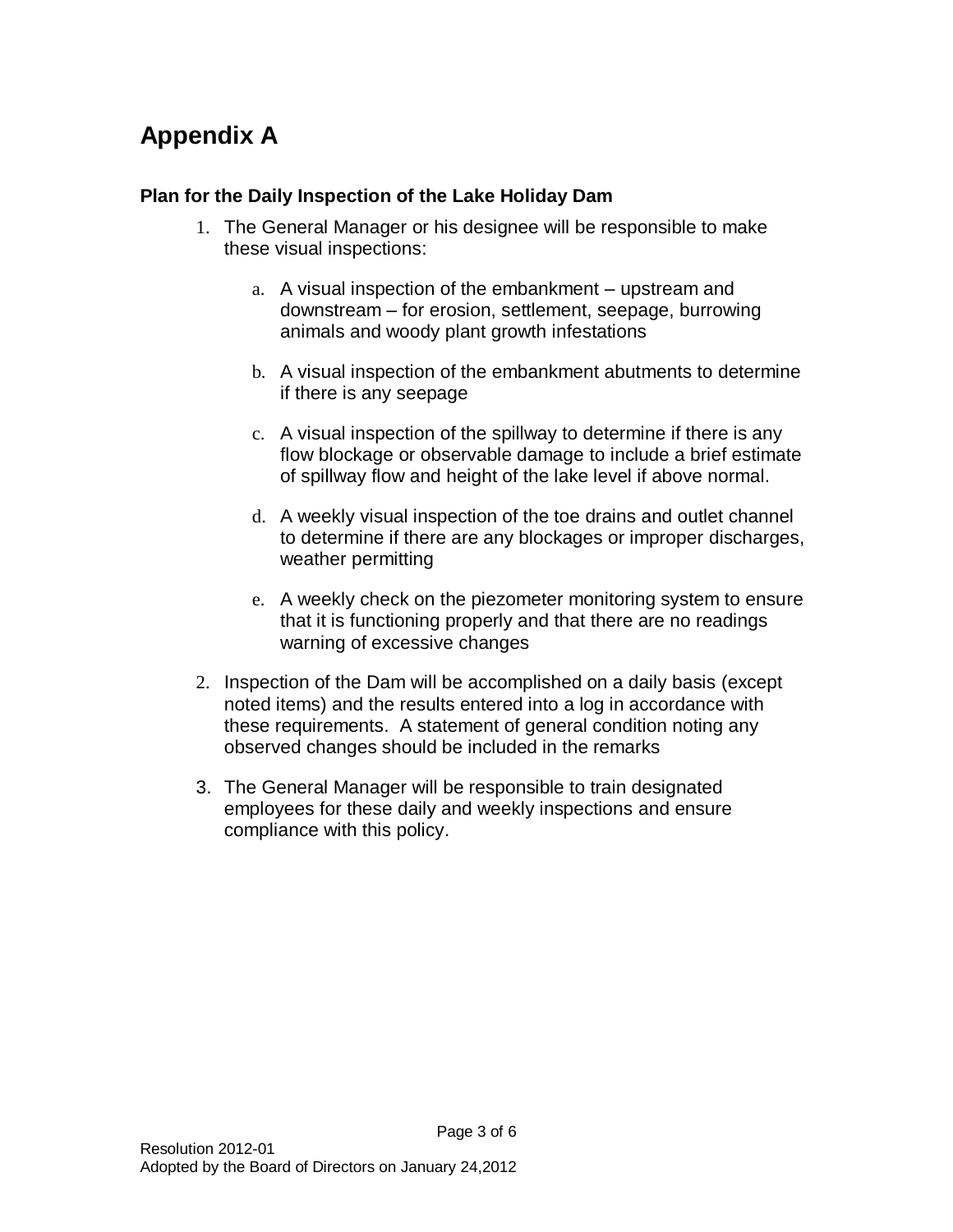# Appendix A

### Plan for the Daily Inspection of the Lake Holiday Dam

1. The General Manager or his designee will be responsible to make these visual inspections:

   a. A visual inspection of the embankment – upstream and downstream – for erosion, settlement, seepage, burrowing animals and woody plant growth infestations

   b. A visual inspection of the embankment abutments to determine if there is any seepage

   c. A visual inspection of the spillway to determine if there is any flow blockage or observable damage to include a brief estimate of spillway flow and height of the lake level if above normal.

   d. A weekly visual inspection of the toe drains and outlet channel to determine if there are any blockages or improper discharges, weather permitting

   e. A weekly check on the piezometer monitoring system to ensure that it is functioning properly and that there are no readings warning of excessive changes

2. Inspection of the Dam will be accomplished on a daily basis (except noted items) and the results entered into a log in accordance with these requirements. A statement of general condition noting any observed changes should be included in the remarks

3. The General Manager will be responsible to train designated employees for these daily and weekly inspections and ensure compliance with this policy.

Resolution 2012-01
Adopted by the Board of Directors on January 24,2012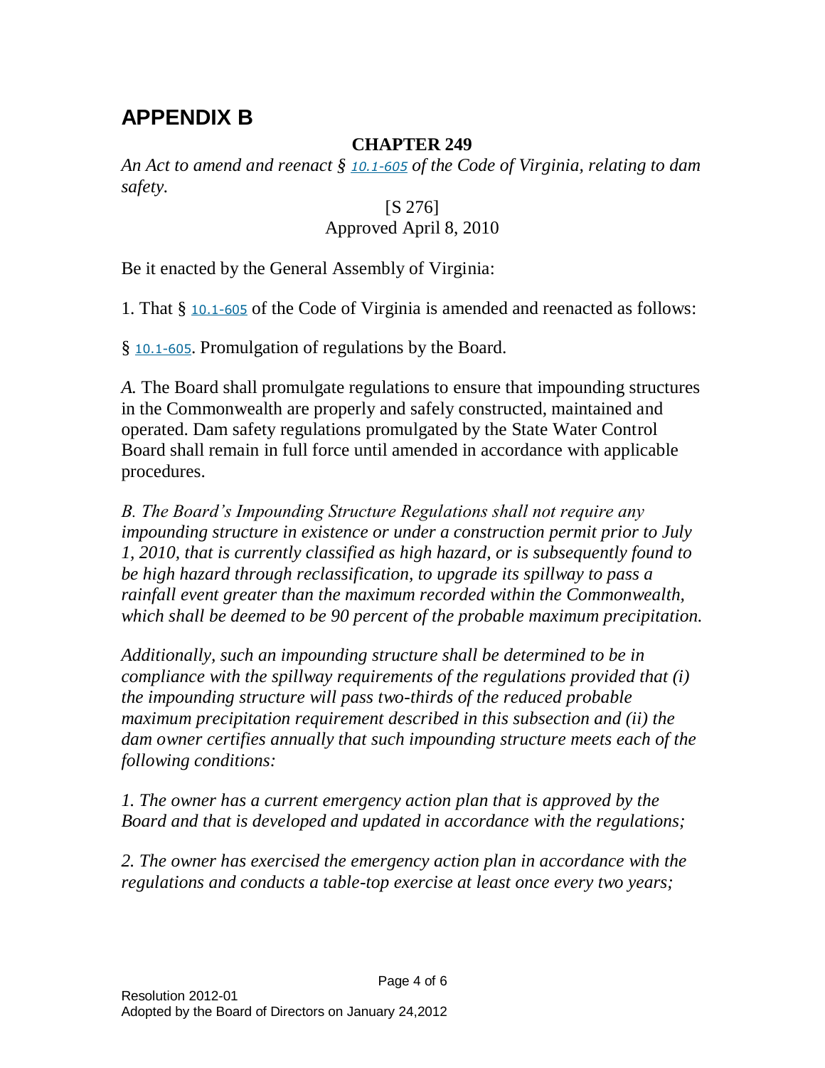# APPENDIX B

**CHAPTER 249**

*An Act to amend and reenact § 10.1-605 of the Code of Virginia, relating to dam safety.*

[S 276]
Approved April 8, 2010

Be it enacted by the General Assembly of Virginia:

1. That § 10.1-605 of the Code of Virginia is amended and reenacted as follows:

§ 10.1-605. Promulgation of regulations by the Board.

*A.* The Board shall promulgate regulations to ensure that impounding structures in the Commonwealth are properly and safely constructed, maintained and operated. Dam safety regulations promulgated by the State Water Control Board shall remain in full force until amended in accordance with applicable procedures.

*B. The Board's Impounding Structure Regulations shall not require any impounding structure in existence or under a construction permit prior to July 1, 2010, that is currently classified as high hazard, or is subsequently found to be high hazard through reclassification, to upgrade its spillway to pass a rainfall event greater than the maximum recorded within the Commonwealth, which shall be deemed to be 90 percent of the probable maximum precipitation.*

*Additionally, such an impounding structure shall be determined to be in compliance with the spillway requirements of the regulations provided that (i) the impounding structure will pass two-thirds of the reduced probable maximum precipitation requirement described in this subsection and (ii) the dam owner certifies annually that such impounding structure meets each of the following conditions:*

*1. The owner has a current emergency action plan that is approved by the Board and that is developed and updated in accordance with the regulations;*

*2. The owner has exercised the emergency action plan in accordance with the regulations and conducts a table-top exercise at least once every two years;*

Resolution 2012-01
Adopted by the Board of Directors on January 24,2012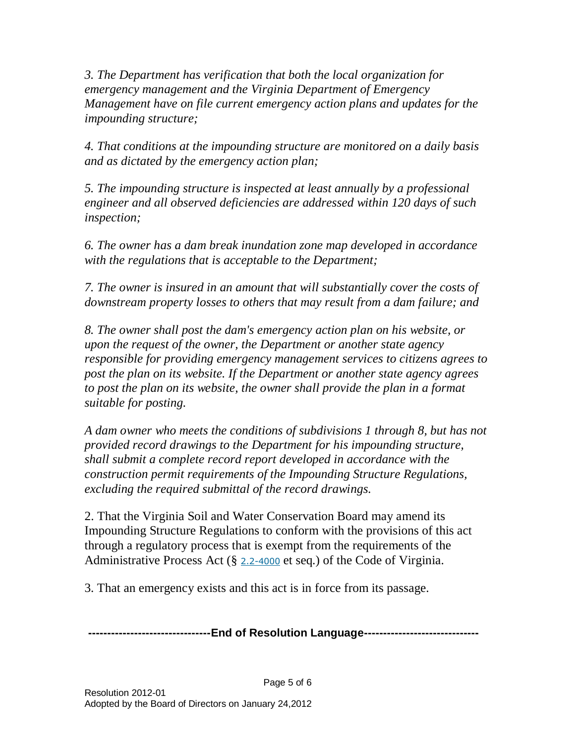*3. The Department has verification that both the local organization for emergency management and the Virginia Department of Emergency Management have on file current emergency action plans and updates for the impounding structure;*

*4. That conditions at the impounding structure are monitored on a daily basis and as dictated by the emergency action plan;*

*5. The impounding structure is inspected at least annually by a professional engineer and all observed deficiencies are addressed within 120 days of such inspection;*

*6. The owner has a dam break inundation zone map developed in accordance with the regulations that is acceptable to the Department;*

*7. The owner is insured in an amount that will substantially cover the costs of downstream property losses to others that may result from a dam failure; and*

*8. The owner shall post the dam's emergency action plan on his website, or upon the request of the owner, the Department or another state agency responsible for providing emergency management services to citizens agrees to post the plan on its website. If the Department or another state agency agrees to post the plan on its website, the owner shall provide the plan in a format suitable for posting.*

*A dam owner who meets the conditions of subdivisions 1 through 8, but has not provided record drawings to the Department for his impounding structure, shall submit a complete record report developed in accordance with the construction permit requirements of the Impounding Structure Regulations, excluding the required submittal of the record drawings.*

2. That the Virginia Soil and Water Conservation Board may amend its Impounding Structure Regulations to conform with the provisions of this act through a regulatory process that is exempt from the requirements of the Administrative Process Act (§ 2.2-4000 et seq.) of the Code of Virginia.

3. That an emergency exists and this act is in force from its passage.

**--------------------------------End of Resolution Language-----------------------------**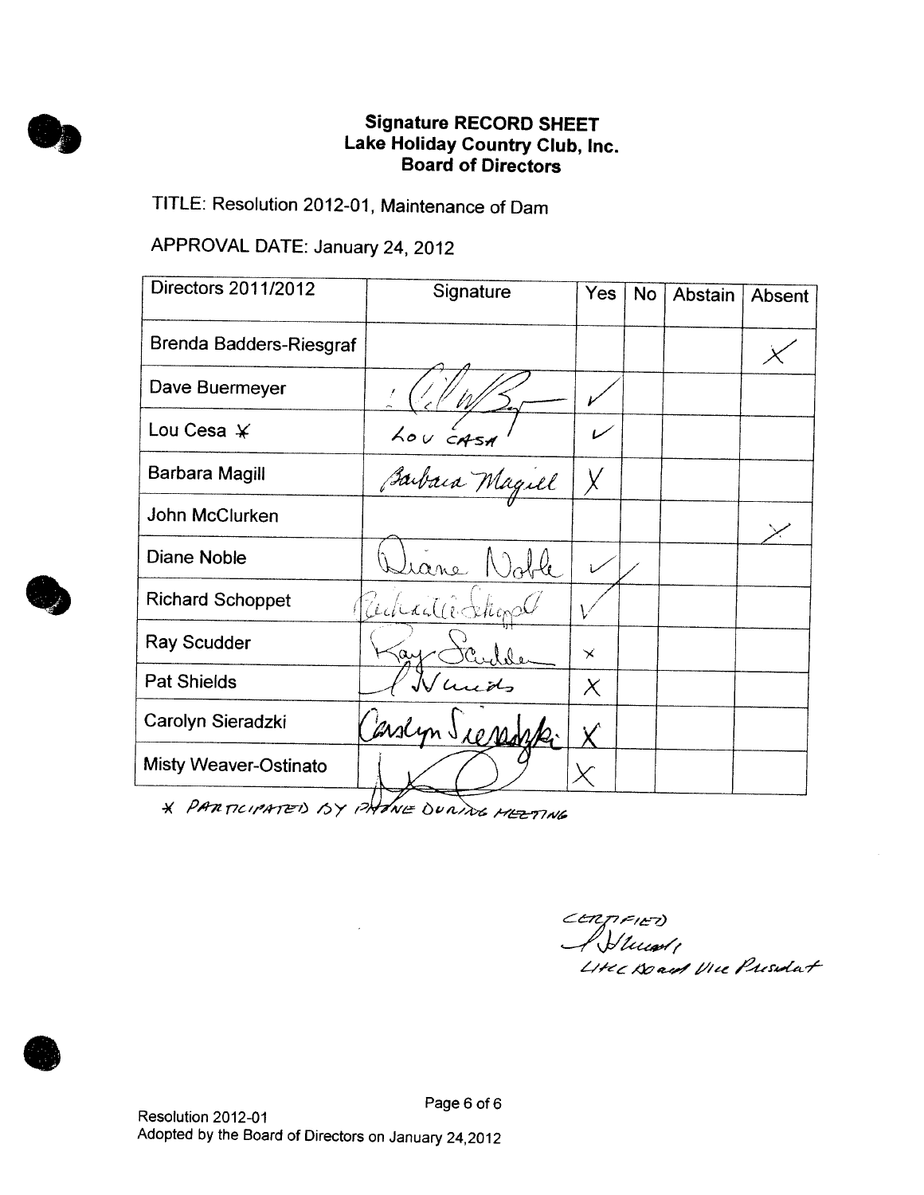**Signature RECORD SHEET**
**Lake Holiday Country Club, Inc.**
**Board of Directors**

TITLE: Resolution 2012-01, Maintenance of Dam

APPROVAL DATE: January 24, 2012

| Directors 2011/2012 | Signature | Yes | No | Abstain | Absent |
|---|---|---|---|---|---|
| Brenda Badders-Riesgraf | | | | | X |
| Dave Buermeyer | (signature) | ✓ | | | |
| Lou Cesa * | LOU CASA | ✓ | | | |
| Barbara Magill | Barbara Magill | X | | | |
| John McClurken | | | | | X |
| Diane Noble | Diane Noble | ✓ | | | |
| Richard Schoppet | Richard Schoppet | ✓ | | | |
| Ray Scudder | Ray Scudder | X | | | |
| Pat Shields | P Shields | X | | | |
| Carolyn Sieradzki | Carolyn Sieradzki | X | | | |
| Misty Weaver-Ostinato | (signature) | X | | | |

\* PARTICIPATED BY PHONE DURING MEETING

CERTIFIED
P Shields
LHCC Board Vice President

Resolution 2012-01
Adopted by the Board of Directors on January 24,2012